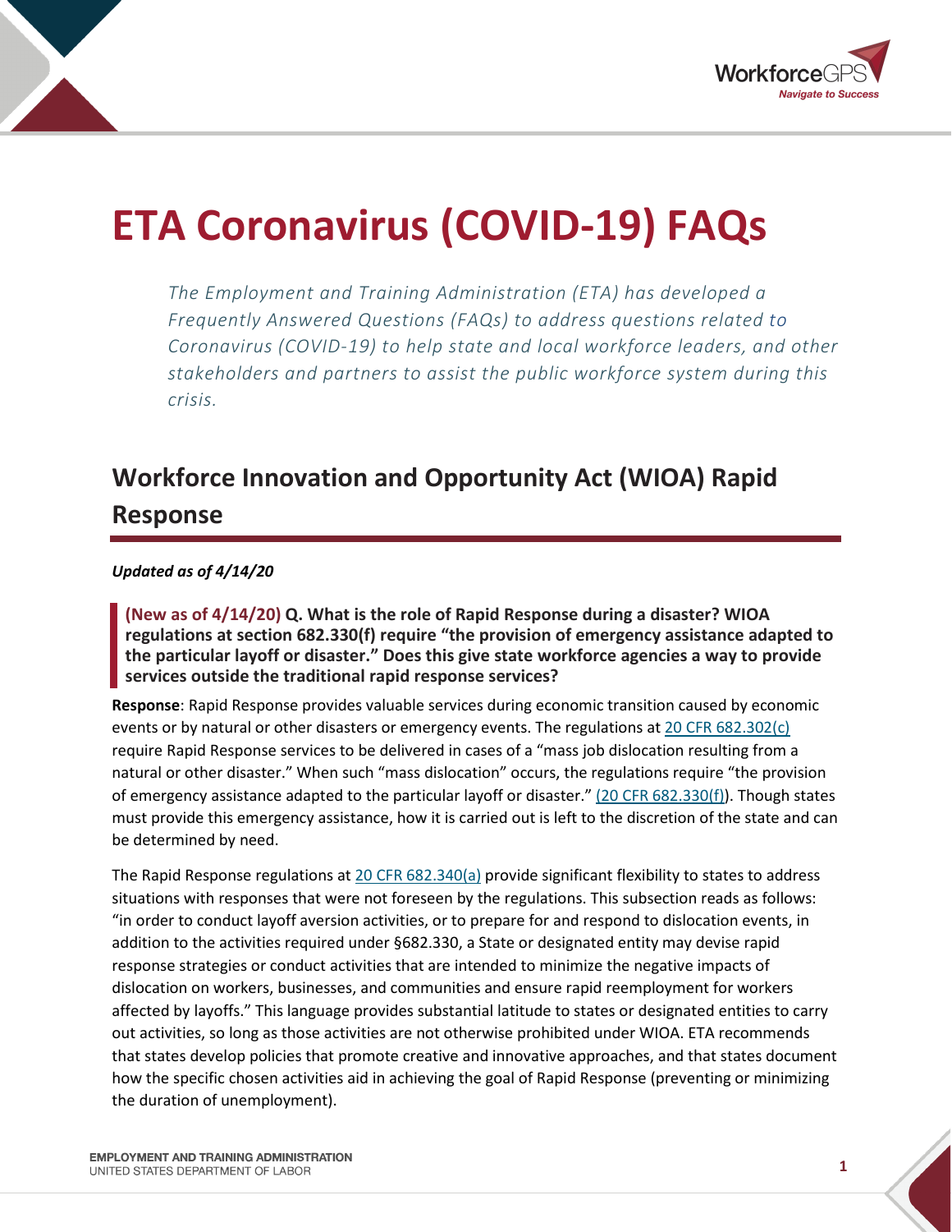# ETA Coronavirus (COVID-19) FAQs

*The Employment and Training Administration (ETA) has developed a Frequently Answered Questions (FAQs) to address questions related to Coronavirus (COVID-19) to help state and local workforce leaders, and other stakeholders and partners to assist the public workforce system during this crisis.*

## Workforce Innovation and Opportunity Act (WIOA) Rapid Response

***Updated as of 4/14/20***

**(New as of 4/14/20) Q. What is the role of Rapid Response during a disaster? WIOA regulations at section 682.330(f) require "the provision of emergency assistance adapted to the particular layoff or disaster." Does this give state workforce agencies a way to provide services outside the traditional rapid response services?**

**Response**: Rapid Response provides valuable services during economic transition caused by economic events or by natural or other disasters or emergency events. The regulations at 20 CFR 682.302(c) require Rapid Response services to be delivered in cases of a "mass job dislocation resulting from a natural or other disaster." When such "mass dislocation" occurs, the regulations require "the provision of emergency assistance adapted to the particular layoff or disaster." (20 CFR 682.330(f)). Though states must provide this emergency assistance, how it is carried out is left to the discretion of the state and can be determined by need.

The Rapid Response regulations at 20 CFR 682.340(a) provide significant flexibility to states to address situations with responses that were not foreseen by the regulations. This subsection reads as follows: "in order to conduct layoff aversion activities, or to prepare for and respond to dislocation events, in addition to the activities required under §682.330, a State or designated entity may devise rapid response strategies or conduct activities that are intended to minimize the negative impacts of dislocation on workers, businesses, and communities and ensure rapid reemployment for workers affected by layoffs." This language provides substantial latitude to states or designated entities to carry out activities, so long as those activities are not otherwise prohibited under WIOA. ETA recommends that states develop policies that promote creative and innovative approaches, and that states document how the specific chosen activities aid in achieving the goal of Rapid Response (preventing or minimizing the duration of unemployment).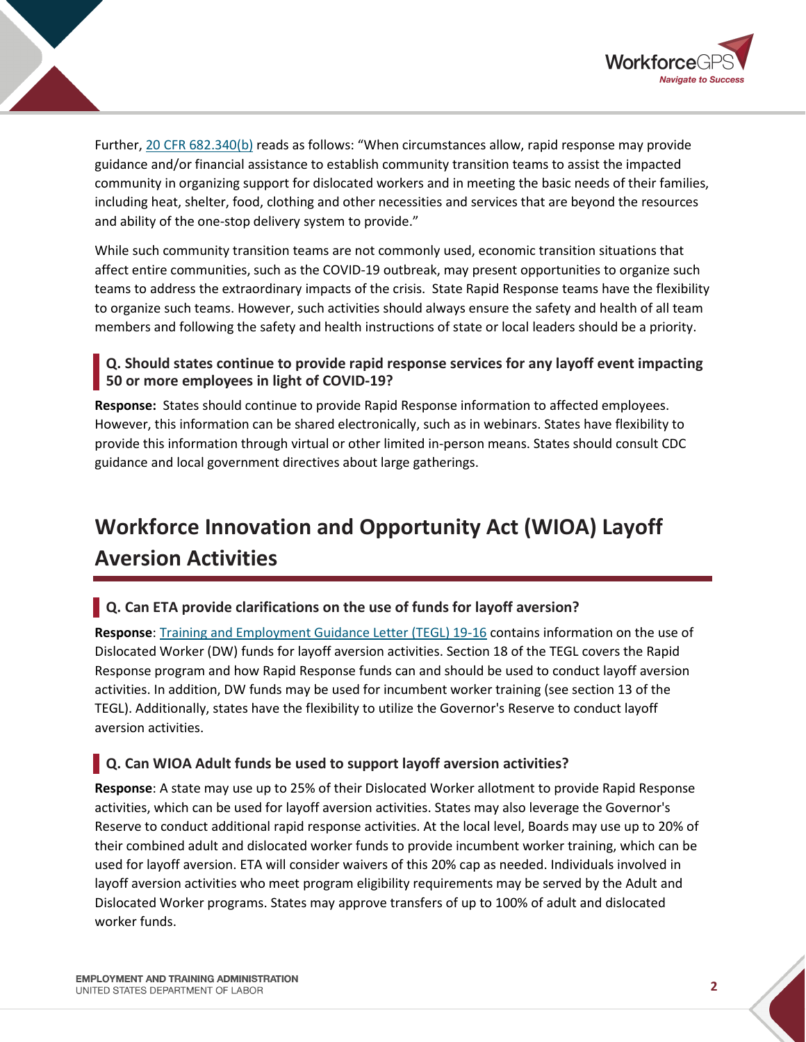Further, [20 CFR 682.340(b)](https://www.ecfr.gov) reads as follows: "When circumstances allow, rapid response may provide guidance and/or financial assistance to establish community transition teams to assist the impacted community in organizing support for dislocated workers and in meeting the basic needs of their families, including heat, shelter, food, clothing and other necessities and services that are beyond the resources and ability of the one-stop delivery system to provide."

While such community transition teams are not commonly used, economic transition situations that affect entire communities, such as the COVID-19 outbreak, may present opportunities to organize such teams to address the extraordinary impacts of the crisis. State Rapid Response teams have the flexibility to organize such teams. However, such activities should always ensure the safety and health of all team members and following the safety and health instructions of state or local leaders should be a priority.

### Q. Should states continue to provide rapid response services for any layoff event impacting 50 or more employees in light of COVID-19?

**Response:** States should continue to provide Rapid Response information to affected employees. However, this information can be shared electronically, such as in webinars. States have flexibility to provide this information through virtual or other limited in-person means. States should consult CDC guidance and local government directives about large gatherings.

## Workforce Innovation and Opportunity Act (WIOA) Layoff Aversion Activities

### Q. Can ETA provide clarifications on the use of funds for layoff aversion?

**Response**: Training and Employment Guidance Letter (TEGL) 19-16 contains information on the use of Dislocated Worker (DW) funds for layoff aversion activities. Section 18 of the TEGL covers the Rapid Response program and how Rapid Response funds can and should be used to conduct layoff aversion activities. In addition, DW funds may be used for incumbent worker training (see section 13 of the TEGL). Additionally, states have the flexibility to utilize the Governor's Reserve to conduct layoff aversion activities.

### Q. Can WIOA Adult funds be used to support layoff aversion activities?

**Response**: A state may use up to 25% of their Dislocated Worker allotment to provide Rapid Response activities, which can be used for layoff aversion activities. States may also leverage the Governor's Reserve to conduct additional rapid response activities. At the local level, Boards may use up to 20% of their combined adult and dislocated worker funds to provide incumbent worker training, which can be used for layoff aversion. ETA will consider waivers of this 20% cap as needed. Individuals involved in layoff aversion activities who meet program eligibility requirements may be served by the Adult and Dislocated Worker programs. States may approve transfers of up to 100% of adult and dislocated worker funds.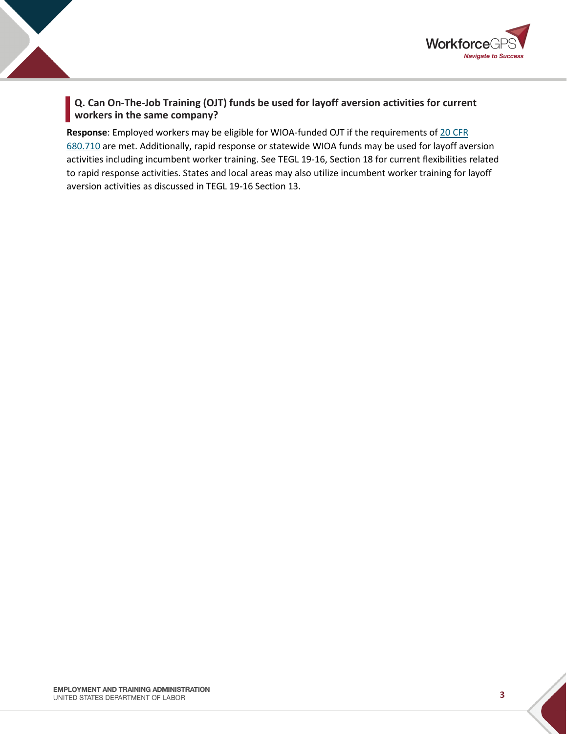### Q. Can On-The-Job Training (OJT) funds be used for layoff aversion activities for current workers in the same company?

**Response**: Employed workers may be eligible for WIOA-funded OJT if the requirements of [20 CFR 680.710]() are met. Additionally, rapid response or statewide WIOA funds may be used for layoff aversion activities including incumbent worker training. See TEGL 19-16, Section 18 for current flexibilities related to rapid response activities. States and local areas may also utilize incumbent worker training for layoff aversion activities as discussed in TEGL 19-16 Section 13.